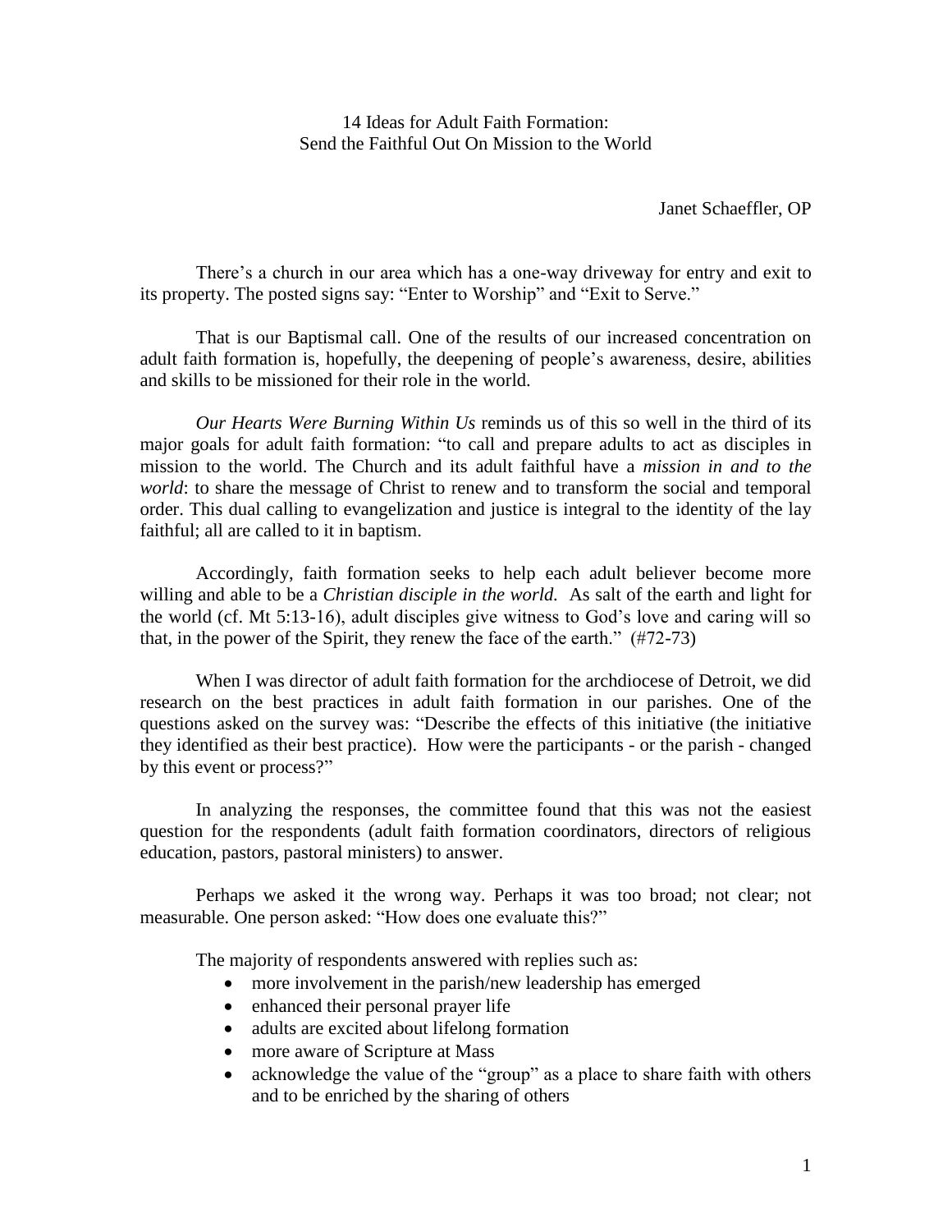# 14 Ideas for Adult Faith Formation: Send the Faithful Out On Mission to the World

Janet Schaeffler, OP

There's a church in our area which has a one-way driveway for entry and exit to its property. The posted signs say: "Enter to Worship" and "Exit to Serve."

That is our Baptismal call. One of the results of our increased concentration on adult faith formation is, hopefully, the deepening of people's awareness, desire, abilities and skills to be missioned for their role in the world.

*Our Hearts Were Burning Within Us* reminds us of this so well in the third of its major goals for adult faith formation: "to call and prepare adults to act as disciples in mission to the world. The Church and its adult faithful have a *mission in and to the world*: to share the message of Christ to renew and to transform the social and temporal order. This dual calling to evangelization and justice is integral to the identity of the lay faithful; all are called to it in baptism.

Accordingly, faith formation seeks to help each adult believer become more willing and able to be a *Christian disciple in the world.* As salt of the earth and light for the world (cf. Mt 5:13-16), adult disciples give witness to God's love and caring will so that, in the power of the Spirit, they renew the face of the earth." (#72-73)

When I was director of adult faith formation for the archdiocese of Detroit, we did research on the best practices in adult faith formation in our parishes. One of the questions asked on the survey was: "Describe the effects of this initiative (the initiative they identified as their best practice). How were the participants - or the parish - changed by this event or process?"

In analyzing the responses, the committee found that this was not the easiest question for the respondents (adult faith formation coordinators, directors of religious education, pastors, pastoral ministers) to answer.

Perhaps we asked it the wrong way. Perhaps it was too broad; not clear; not measurable. One person asked: "How does one evaluate this?"

The majority of respondents answered with replies such as:

- more involvement in the parish/new leadership has emerged
- enhanced their personal prayer life
- adults are excited about lifelong formation
- more aware of Scripture at Mass
- acknowledge the value of the "group" as a place to share faith with others and to be enriched by the sharing of others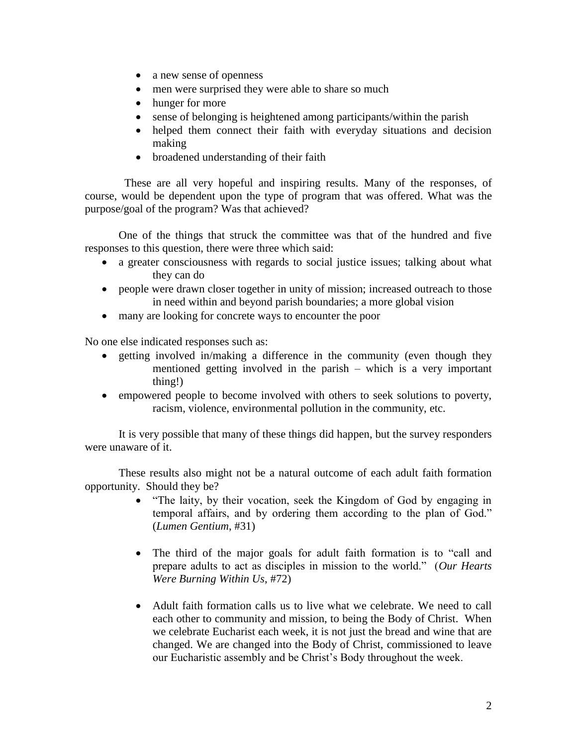- a new sense of openness
- men were surprised they were able to share so much
- hunger for more
- sense of belonging is heightened among participants/within the parish
- helped them connect their faith with everyday situations and decision making
- broadened understanding of their faith

These are all very hopeful and inspiring results. Many of the responses, of course, would be dependent upon the type of program that was offered. What was the purpose/goal of the program? Was that achieved?

One of the things that struck the committee was that of the hundred and five responses to this question, there were three which said:

- a greater consciousness with regards to social justice issues; talking about what they can do
- people were drawn closer together in unity of mission; increased outreach to those in need within and beyond parish boundaries; a more global vision
- many are looking for concrete ways to encounter the poor

No one else indicated responses such as:

- getting involved in/making a difference in the community (even though they mentioned getting involved in the parish – which is a very important thing!)
- empowered people to become involved with others to seek solutions to poverty, racism, violence, environmental pollution in the community, etc.

It is very possible that many of these things did happen, but the survey responders were unaware of it.

These results also might not be a natural outcome of each adult faith formation opportunity. Should they be?

- "The laity, by their vocation, seek the Kingdom of God by engaging in temporal affairs, and by ordering them according to the plan of God." (*Lumen Gentium*, #31)

- The third of the major goals for adult faith formation is to "call and prepare adults to act as disciples in mission to the world." (*Our Hearts Were Burning Within Us*, #72)

- Adult faith formation calls us to live what we celebrate. We need to call each other to community and mission, to being the Body of Christ. When we celebrate Eucharist each week, it is not just the bread and wine that are changed. We are changed into the Body of Christ, commissioned to leave our Eucharistic assembly and be Christ's Body throughout the week.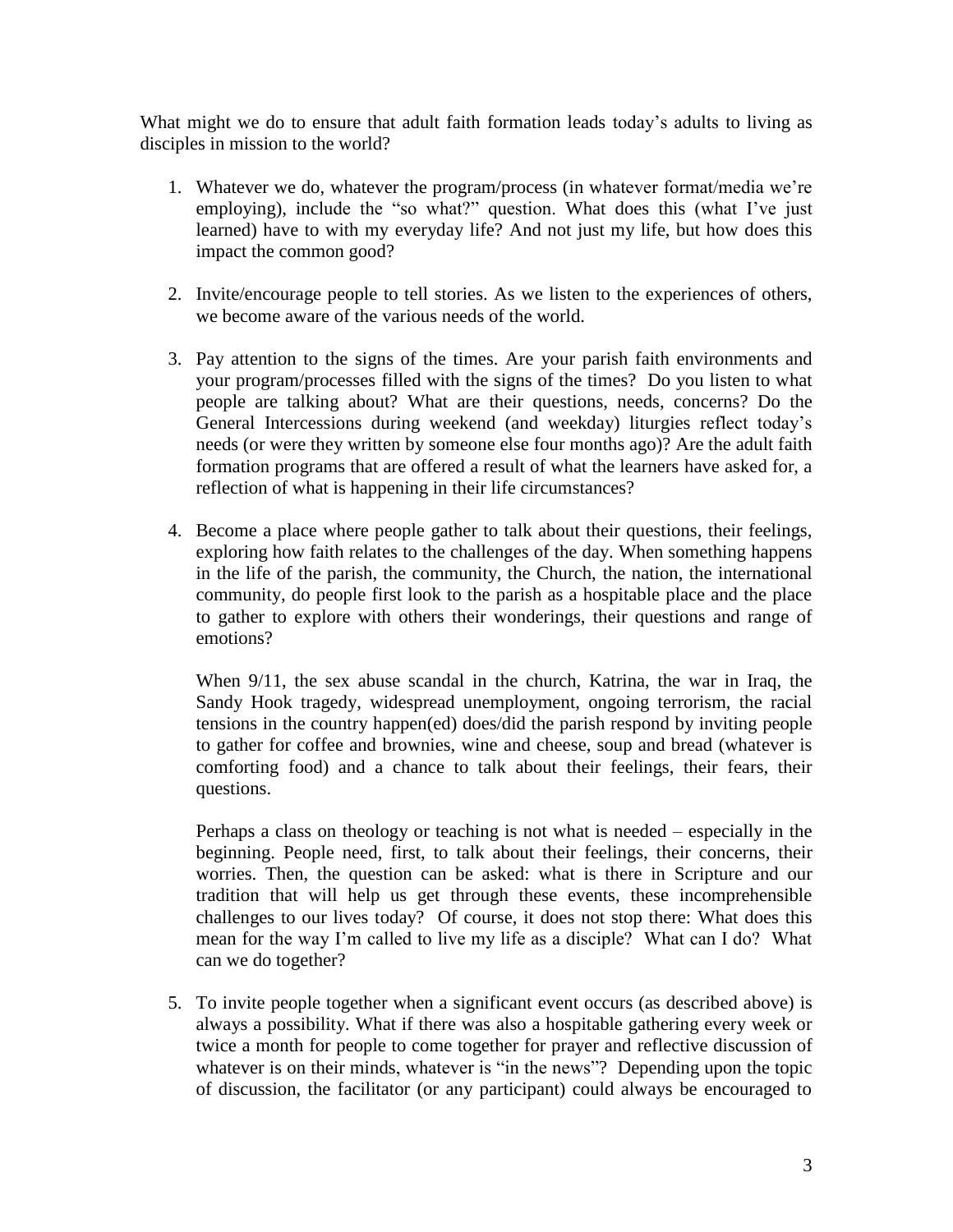What might we do to ensure that adult faith formation leads today's adults to living as disciples in mission to the world?

1. Whatever we do, whatever the program/process (in whatever format/media we're employing), include the "so what?" question. What does this (what I've just learned) have to with my everyday life? And not just my life, but how does this impact the common good?

2. Invite/encourage people to tell stories. As we listen to the experiences of others, we become aware of the various needs of the world.

3. Pay attention to the signs of the times. Are your parish faith environments and your program/processes filled with the signs of the times? Do you listen to what people are talking about? What are their questions, needs, concerns? Do the General Intercessions during weekend (and weekday) liturgies reflect today's needs (or were they written by someone else four months ago)? Are the adult faith formation programs that are offered a result of what the learners have asked for, a reflection of what is happening in their life circumstances?

4. Become a place where people gather to talk about their questions, their feelings, exploring how faith relates to the challenges of the day. When something happens in the life of the parish, the community, the Church, the nation, the international community, do people first look to the parish as a hospitable place and the place to gather to explore with others their wonderings, their questions and range of emotions?

   When 9/11, the sex abuse scandal in the church, Katrina, the war in Iraq, the Sandy Hook tragedy, widespread unemployment, ongoing terrorism, the racial tensions in the country happen(ed) does/did the parish respond by inviting people to gather for coffee and brownies, wine and cheese, soup and bread (whatever is comforting food) and a chance to talk about their feelings, their fears, their questions.

   Perhaps a class on theology or teaching is not what is needed – especially in the beginning. People need, first, to talk about their feelings, their concerns, their worries. Then, the question can be asked: what is there in Scripture and our tradition that will help us get through these events, these incomprehensible challenges to our lives today? Of course, it does not stop there: What does this mean for the way I'm called to live my life as a disciple? What can I do? What can we do together?

5. To invite people together when a significant event occurs (as described above) is always a possibility. What if there was also a hospitable gathering every week or twice a month for people to come together for prayer and reflective discussion of whatever is on their minds, whatever is "in the news"? Depending upon the topic of discussion, the facilitator (or any participant) could always be encouraged to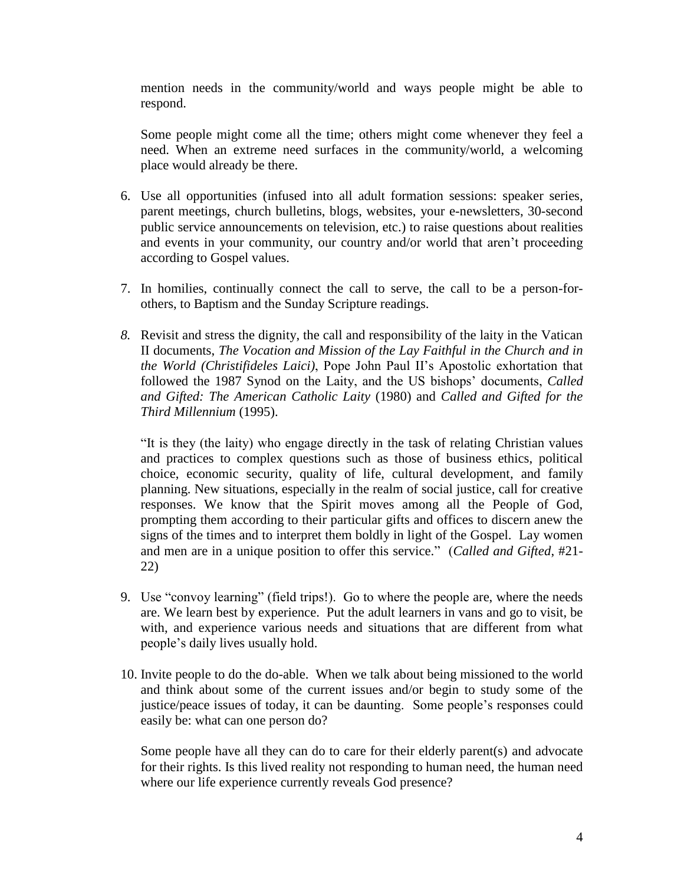mention needs in the community/world and ways people might be able to respond.

Some people might come all the time; others might come whenever they feel a need. When an extreme need surfaces in the community/world, a welcoming place would already be there.

6. Use all opportunities (infused into all adult formation sessions: speaker series, parent meetings, church bulletins, blogs, websites, your e-newsletters, 30-second public service announcements on television, etc.) to raise questions about realities and events in your community, our country and/or world that aren't proceeding according to Gospel values.

7. In homilies, continually connect the call to serve, the call to be a person-for-others, to Baptism and the Sunday Scripture readings.

8. Revisit and stress the dignity, the call and responsibility of the laity in the Vatican II documents, *The Vocation and Mission of the Lay Faithful in the Church and in the World (Christifideles Laici)*, Pope John Paul II's Apostolic exhortation that followed the 1987 Synod on the Laity, and the US bishops' documents, *Called and Gifted: The American Catholic Laity* (1980) and *Called and Gifted for the Third Millennium* (1995).

   "It is they (the laity) who engage directly in the task of relating Christian values and practices to complex questions such as those of business ethics, political choice, economic security, quality of life, cultural development, and family planning. New situations, especially in the realm of social justice, call for creative responses. We know that the Spirit moves among all the People of God, prompting them according to their particular gifts and offices to discern anew the signs of the times and to interpret them boldly in light of the Gospel. Lay women and men are in a unique position to offer this service." (*Called and Gifted*, #21-22)

9. Use "convoy learning" (field trips!). Go to where the people are, where the needs are. We learn best by experience. Put the adult learners in vans and go to visit, be with, and experience various needs and situations that are different from what people's daily lives usually hold.

10. Invite people to do the do-able. When we talk about being missioned to the world and think about some of the current issues and/or begin to study some of the justice/peace issues of today, it can be daunting. Some people's responses could easily be: what can one person do?

    Some people have all they can do to care for their elderly parent(s) and advocate for their rights. Is this lived reality not responding to human need, the human need where our life experience currently reveals God presence?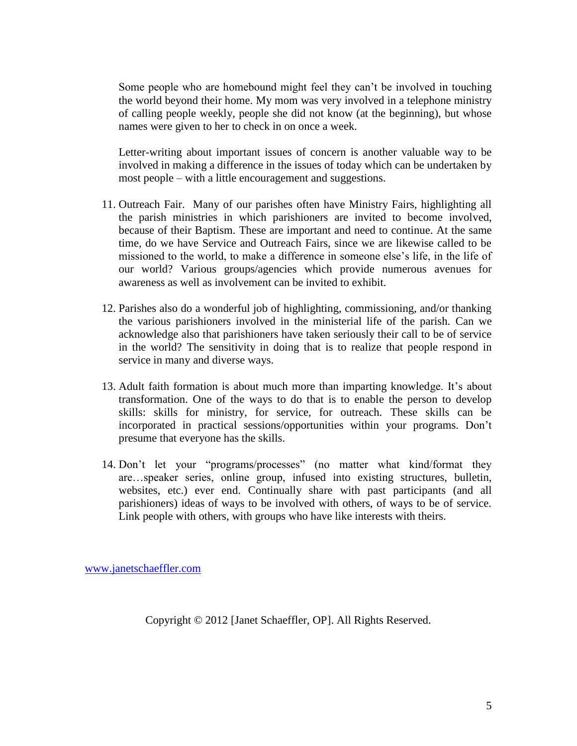Some people who are homebound might feel they can't be involved in touching the world beyond their home. My mom was very involved in a telephone ministry of calling people weekly, people she did not know (at the beginning), but whose names were given to her to check in on once a week.

Letter-writing about important issues of concern is another valuable way to be involved in making a difference in the issues of today which can be undertaken by most people – with a little encouragement and suggestions.

11. Outreach Fair. Many of our parishes often have Ministry Fairs, highlighting all the parish ministries in which parishioners are invited to become involved, because of their Baptism. These are important and need to continue. At the same time, do we have Service and Outreach Fairs, since we are likewise called to be missioned to the world, to make a difference in someone else's life, in the life of our world? Various groups/agencies which provide numerous avenues for awareness as well as involvement can be invited to exhibit.

12. Parishes also do a wonderful job of highlighting, commissioning, and/or thanking the various parishioners involved in the ministerial life of the parish. Can we acknowledge also that parishioners have taken seriously their call to be of service in the world? The sensitivity in doing that is to realize that people respond in service in many and diverse ways.

13. Adult faith formation is about much more than imparting knowledge. It's about transformation. One of the ways to do that is to enable the person to develop skills: skills for ministry, for service, for outreach. These skills can be incorporated in practical sessions/opportunities within your programs. Don't presume that everyone has the skills.

14. Don't let your "programs/processes" (no matter what kind/format they are…speaker series, online group, infused into existing structures, bulletin, websites, etc.) ever end. Continually share with past participants (and all parishioners) ideas of ways to be involved with others, of ways to be of service. Link people with others, with groups who have like interests with theirs.

www.janetschaeffler.com

Copyright © 2012 [Janet Schaeffler, OP]. All Rights Reserved.